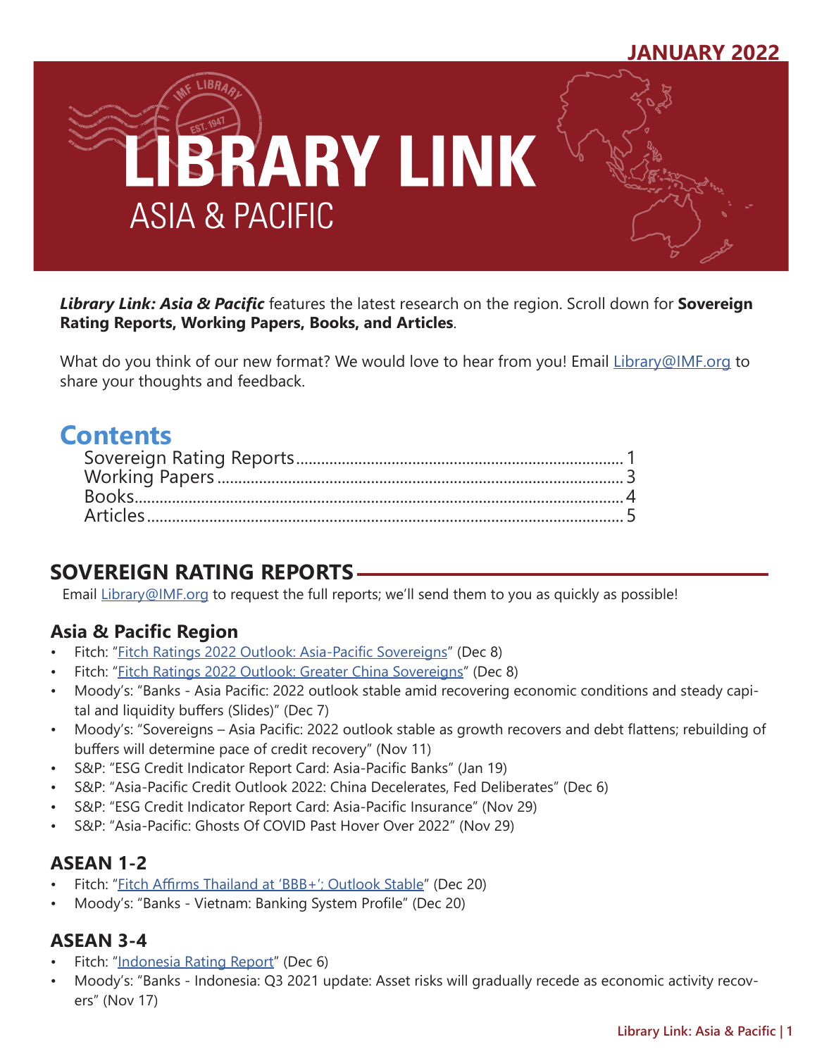JANUARY 2022

# LIBRARY LINK
## ASIA & PACIFIC

***Library Link: Asia & Pacific*** features the latest research on the region. Scroll down for **Sovereign Rating Reports, Working Papers, Books, and Articles**.

What do you think of our new format? We would love to hear from you! Email Library@IMF.org to share your thoughts and feedback.

## Contents

- Sovereign Rating Reports .......... 1
- Working Papers .......... 3
- Books .......... 4
- Articles .......... 5

## SOVEREIGN RATING REPORTS

Email Library@IMF.org to request the full reports; we'll send them to you as quickly as possible!

### Asia & Pacific Region

- Fitch: "Fitch Ratings 2022 Outlook: Asia-Pacific Sovereigns" (Dec 8)
- Fitch: "Fitch Ratings 2022 Outlook: Greater China Sovereigns" (Dec 8)
- Moody's: "Banks - Asia Pacific: 2022 outlook stable amid recovering economic conditions and steady capital and liquidity buffers (Slides)" (Dec 7)
- Moody's: "Sovereigns – Asia Pacific: 2022 outlook stable as growth recovers and debt flattens; rebuilding of buffers will determine pace of credit recovery" (Nov 11)
- S&P: "ESG Credit Indicator Report Card: Asia-Pacific Banks" (Jan 19)
- S&P: "Asia-Pacific Credit Outlook 2022: China Decelerates, Fed Deliberates" (Dec 6)
- S&P: "ESG Credit Indicator Report Card: Asia-Pacific Insurance" (Nov 29)
- S&P: "Asia-Pacific: Ghosts Of COVID Past Hover Over 2022" (Nov 29)

### ASEAN 1-2

- Fitch: "Fitch Affirms Thailand at 'BBB+'; Outlook Stable" (Dec 20)
- Moody's: "Banks - Vietnam: Banking System Profile" (Dec 20)

### ASEAN 3-4

- Fitch: "Indonesia Rating Report" (Dec 6)
- Moody's: "Banks - Indonesia: Q3 2021 update: Asset risks will gradually recede as economic activity recovers" (Nov 17)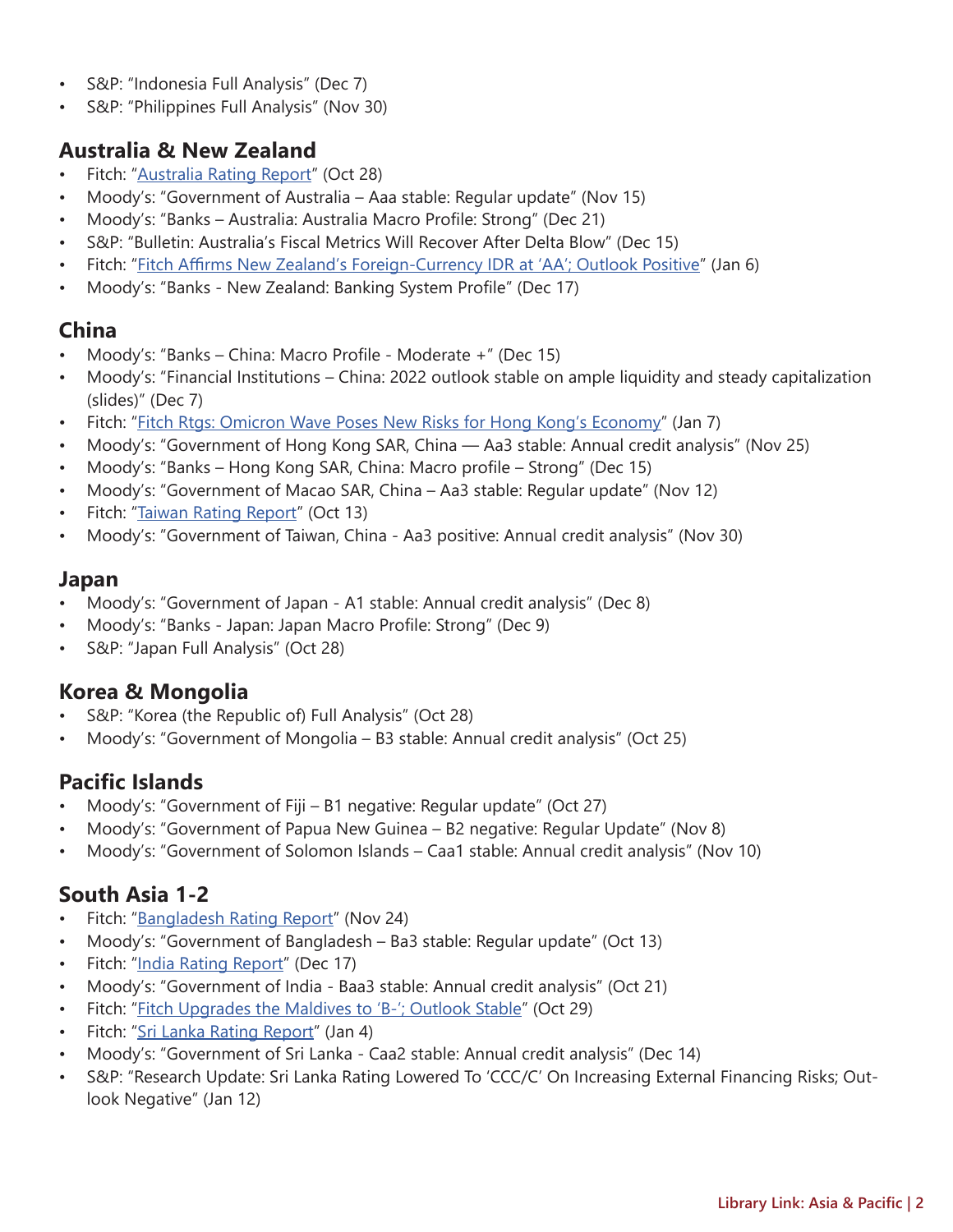- S&P: "Indonesia Full Analysis" (Dec 7)
- S&P: "Philippines Full Analysis" (Nov 30)

## Australia & New Zealand

- Fitch: "Australia Rating Report" (Oct 28)
- Moody's: "Government of Australia – Aaa stable: Regular update" (Nov 15)
- Moody's: "Banks – Australia: Australia Macro Profile: Strong" (Dec 21)
- S&P: "Bulletin: Australia's Fiscal Metrics Will Recover After Delta Blow" (Dec 15)
- Fitch: "Fitch Affirms New Zealand's Foreign-Currency IDR at 'AA'; Outlook Positive" (Jan 6)
- Moody's: "Banks - New Zealand: Banking System Profile" (Dec 17)

## China

- Moody's: "Banks – China: Macro Profile - Moderate +" (Dec 15)
- Moody's: "Financial Institutions – China: 2022 outlook stable on ample liquidity and steady capitalization (slides)" (Dec 7)
- Fitch: "Fitch Rtgs: Omicron Wave Poses New Risks for Hong Kong's Economy" (Jan 7)
- Moody's: "Government of Hong Kong SAR, China — Aa3 stable: Annual credit analysis" (Nov 25)
- Moody's: "Banks – Hong Kong SAR, China: Macro profile – Strong" (Dec 15)
- Moody's: "Government of Macao SAR, China – Aa3 stable: Regular update" (Nov 12)
- Fitch: "Taiwan Rating Report" (Oct 13)
- Moody's: "Government of Taiwan, China - Aa3 positive: Annual credit analysis" (Nov 30)

## Japan

- Moody's: "Government of Japan - A1 stable: Annual credit analysis" (Dec 8)
- Moody's: "Banks - Japan: Japan Macro Profile: Strong" (Dec 9)
- S&P: "Japan Full Analysis" (Oct 28)

## Korea & Mongolia

- S&P: "Korea (the Republic of) Full Analysis" (Oct 28)
- Moody's: "Government of Mongolia – B3 stable: Annual credit analysis" (Oct 25)

## Pacific Islands

- Moody's: "Government of Fiji – B1 negative: Regular update" (Oct 27)
- Moody's: "Government of Papua New Guinea – B2 negative: Regular Update" (Nov 8)
- Moody's: "Government of Solomon Islands – Caa1 stable: Annual credit analysis" (Nov 10)

## South Asia 1-2

- Fitch: "Bangladesh Rating Report" (Nov 24)
- Moody's: "Government of Bangladesh – Ba3 stable: Regular update" (Oct 13)
- Fitch: "India Rating Report" (Dec 17)
- Moody's: "Government of India - Baa3 stable: Annual credit analysis" (Oct 21)
- Fitch: "Fitch Upgrades the Maldives to 'B-'; Outlook Stable" (Oct 29)
- Fitch: "Sri Lanka Rating Report" (Jan 4)
- Moody's: "Government of Sri Lanka - Caa2 stable: Annual credit analysis" (Dec 14)
- S&P: "Research Update: Sri Lanka Rating Lowered To 'CCC/C' On Increasing External Financing Risks; Outlook Negative" (Jan 12)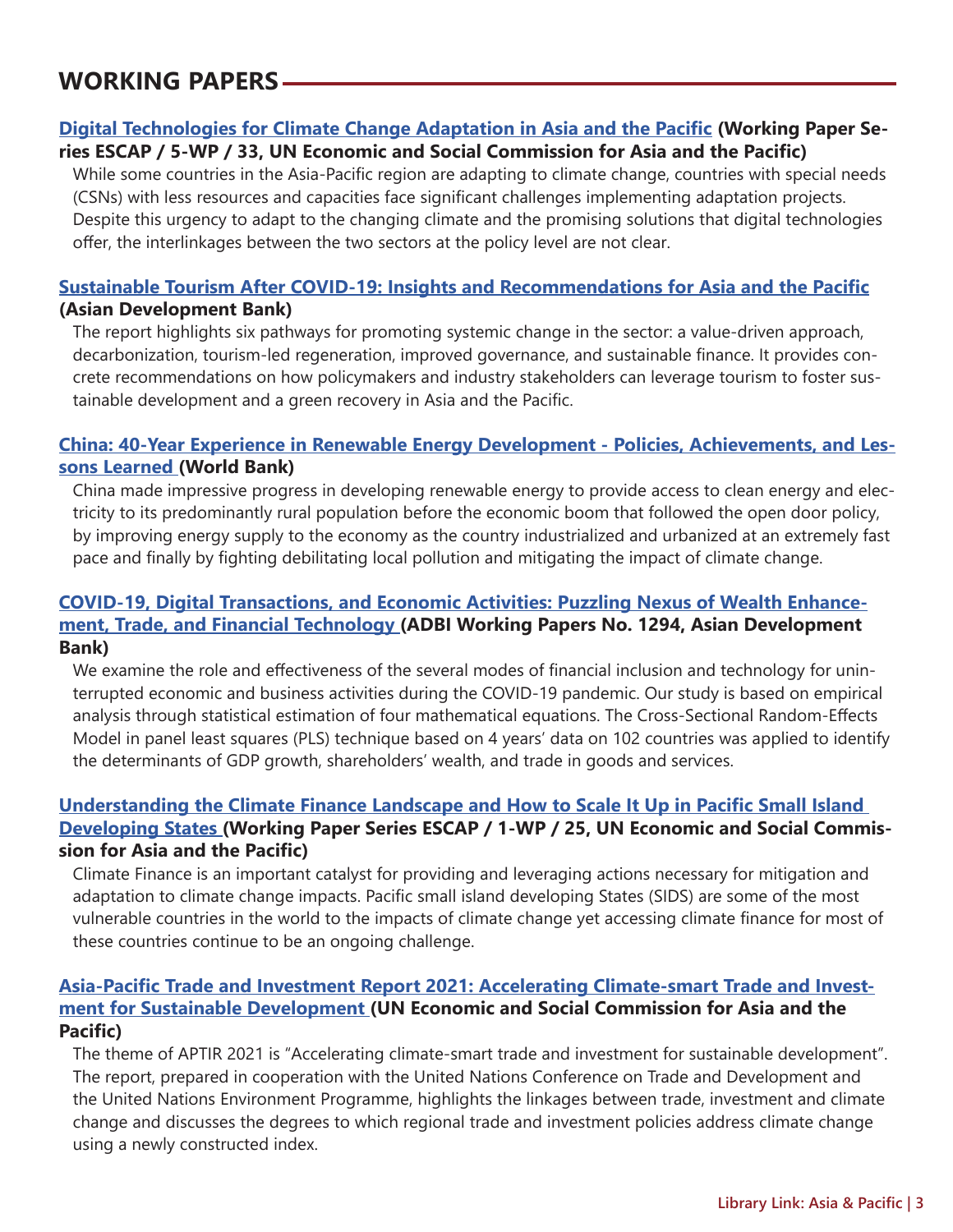## WORKING PAPERS

**Digital Technologies for Climate Change Adaptation in Asia and the Pacific (Working Paper Series ESCAP / 5-WP / 33, UN Economic and Social Commission for Asia and the Pacific)**

While some countries in the Asia-Pacific region are adapting to climate change, countries with special needs (CSNs) with less resources and capacities face significant challenges implementing adaptation projects. Despite this urgency to adapt to the changing climate and the promising solutions that digital technologies offer, the interlinkages between the two sectors at the policy level are not clear.

**Sustainable Tourism After COVID-19: Insights and Recommendations for Asia and the Pacific (Asian Development Bank)**

The report highlights six pathways for promoting systemic change in the sector: a value-driven approach, decarbonization, tourism-led regeneration, improved governance, and sustainable finance. It provides concrete recommendations on how policymakers and industry stakeholders can leverage tourism to foster sustainable development and a green recovery in Asia and the Pacific.

**China: 40-Year Experience in Renewable Energy Development - Policies, Achievements, and Lessons Learned (World Bank)**

China made impressive progress in developing renewable energy to provide access to clean energy and electricity to its predominantly rural population before the economic boom that followed the open door policy, by improving energy supply to the economy as the country industrialized and urbanized at an extremely fast pace and finally by fighting debilitating local pollution and mitigating the impact of climate change.

**COVID-19, Digital Transactions, and Economic Activities: Puzzling Nexus of Wealth Enhancement, Trade, and Financial Technology (ADBI Working Papers No. 1294, Asian Development Bank)**

We examine the role and effectiveness of the several modes of financial inclusion and technology for uninterrupted economic and business activities during the COVID-19 pandemic. Our study is based on empirical analysis through statistical estimation of four mathematical equations. The Cross-Sectional Random-Effects Model in panel least squares (PLS) technique based on 4 years' data on 102 countries was applied to identify the determinants of GDP growth, shareholders' wealth, and trade in goods and services.

**Understanding the Climate Finance Landscape and How to Scale It Up in Pacific Small Island Developing States (Working Paper Series ESCAP / 1-WP / 25, UN Economic and Social Commission for Asia and the Pacific)**

Climate Finance is an important catalyst for providing and leveraging actions necessary for mitigation and adaptation to climate change impacts. Pacific small island developing States (SIDS) are some of the most vulnerable countries in the world to the impacts of climate change yet accessing climate finance for most of these countries continue to be an ongoing challenge.

**Asia-Pacific Trade and Investment Report 2021: Accelerating Climate-smart Trade and Investment for Sustainable Development (UN Economic and Social Commission for Asia and the Pacific)**

The theme of APTIR 2021 is "Accelerating climate-smart trade and investment for sustainable development". The report, prepared in cooperation with the United Nations Conference on Trade and Development and the United Nations Environment Programme, highlights the linkages between trade, investment and climate change and discusses the degrees to which regional trade and investment policies address climate change using a newly constructed index.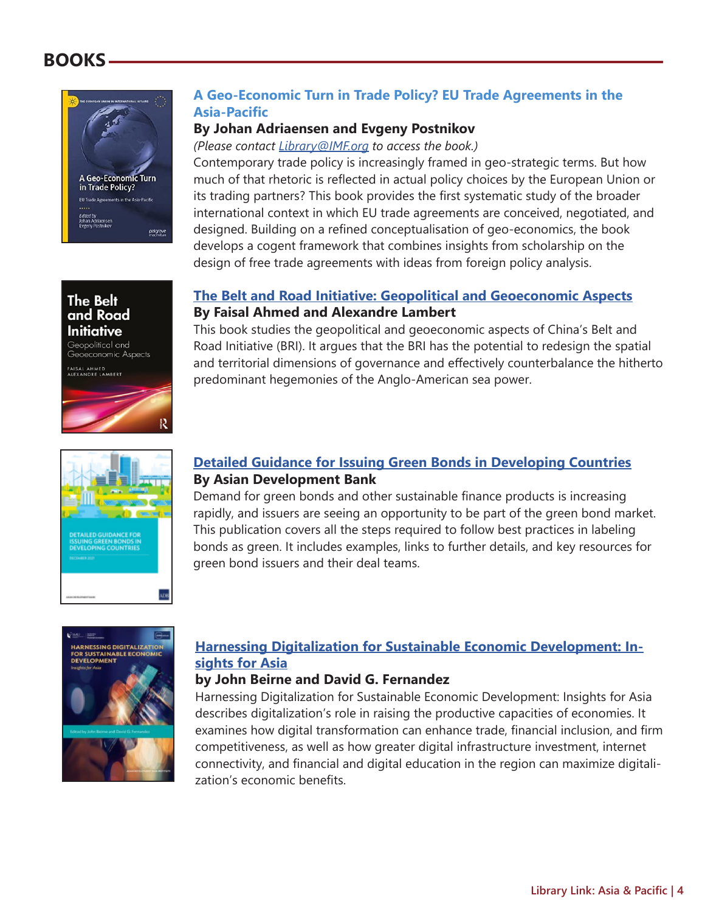# BOOKS

### A Geo-Economic Turn in Trade Policy? EU Trade Agreements in the Asia-Pacific

**By Johan Adriaensen and Evgeny Postnikov**

*(Please contact Library@IMF.org to access the book.)*

Contemporary trade policy is increasingly framed in geo-strategic terms. But how much of that rhetoric is reflected in actual policy choices by the European Union or its trading partners? This book provides the first systematic study of the broader international context in which EU trade agreements are conceived, negotiated, and designed. Building on a refined conceptualisation of geo-economics, the book develops a cogent framework that combines insights from scholarship on the design of free trade agreements with ideas from foreign policy analysis.

### The Belt and Road Initiative: Geopolitical and Geoeconomic Aspects

**By Faisal Ahmed and Alexandre Lambert**

This book studies the geopolitical and geoeconomic aspects of China's Belt and Road Initiative (BRI). It argues that the BRI has the potential to redesign the spatial and territorial dimensions of governance and effectively counterbalance the hitherto predominant hegemonies of the Anglo-American sea power.

### Detailed Guidance for Issuing Green Bonds in Developing Countries

**By Asian Development Bank**

Demand for green bonds and other sustainable finance products is increasing rapidly, and issuers are seeing an opportunity to be part of the green bond market. This publication covers all the steps required to follow best practices in labeling bonds as green. It includes examples, links to further details, and key resources for green bond issuers and their deal teams.

### Harnessing Digitalization for Sustainable Economic Development: Insights for Asia

**by John Beirne and David G. Fernandez**

Harnessing Digitalization for Sustainable Economic Development: Insights for Asia describes digitalization's role in raising the productive capacities of economies. It examines how digital transformation can enhance trade, financial inclusion, and firm competitiveness, as well as how greater digital infrastructure investment, internet connectivity, and financial and digital education in the region can maximize digitalization's economic benefits.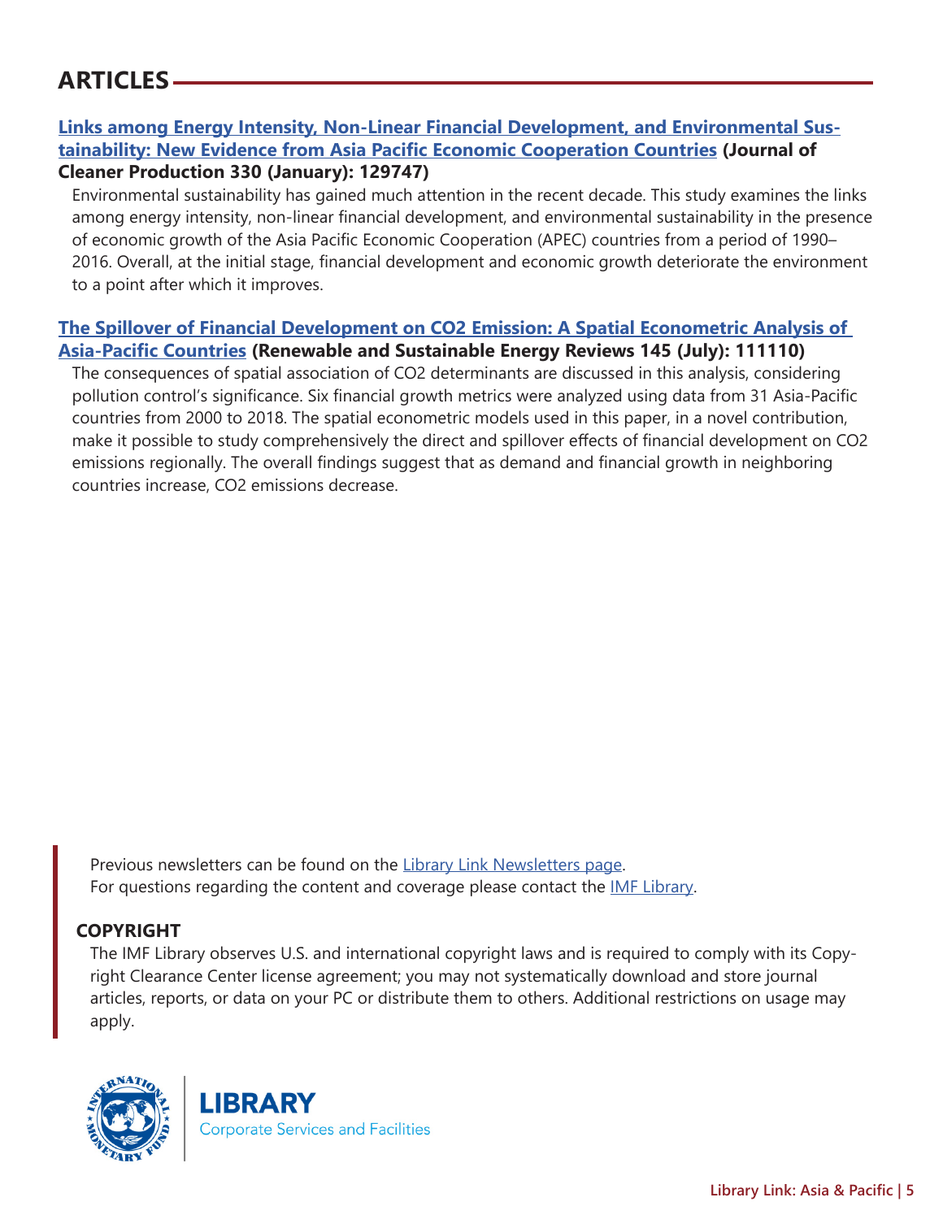## ARTICLES

**[Links among Energy Intensity, Non-Linear Financial Development, and Environmental Sustainability: New Evidence from Asia Pacific Economic Cooperation Countries]() (Journal of Cleaner Production 330 (January): 129747)**

Environmental sustainability has gained much attention in the recent decade. This study examines the links among energy intensity, non-linear financial development, and environmental sustainability in the presence of economic growth of the Asia Pacific Economic Cooperation (APEC) countries from a period of 1990–2016. Overall, at the initial stage, financial development and economic growth deteriorate the environment to a point after which it improves.

**[The Spillover of Financial Development on CO2 Emission: A Spatial Econometric Analysis of Asia-Pacific Countries]() (Renewable and Sustainable Energy Reviews 145 (July): 111110)**

The consequences of spatial association of $CO_2$ determinants are discussed in this analysis, considering pollution control's significance. Six financial growth metrics were analyzed using data from 31 Asia-Pacific countries from 2000 to 2018. The spatial econometric models used in this paper, in a novel contribution, make it possible to study comprehensively the direct and spillover effects of financial development on $CO_2$ emissions regionally. The overall findings suggest that as demand and financial growth in neighboring countries increase, $CO_2$ emissions decrease.

Previous newsletters can be found on the [Library Link Newsletters page]().
For questions regarding the content and coverage please contact the [IMF Library]().

### COPYRIGHT

The IMF Library observes U.S. and international copyright laws and is required to comply with its Copyright Clearance Center license agreement; you may not systematically download and store journal articles, reports, or data on your PC or distribute them to others. Additional restrictions on usage may apply.

**LIBRARY**
Corporate Services and Facilities